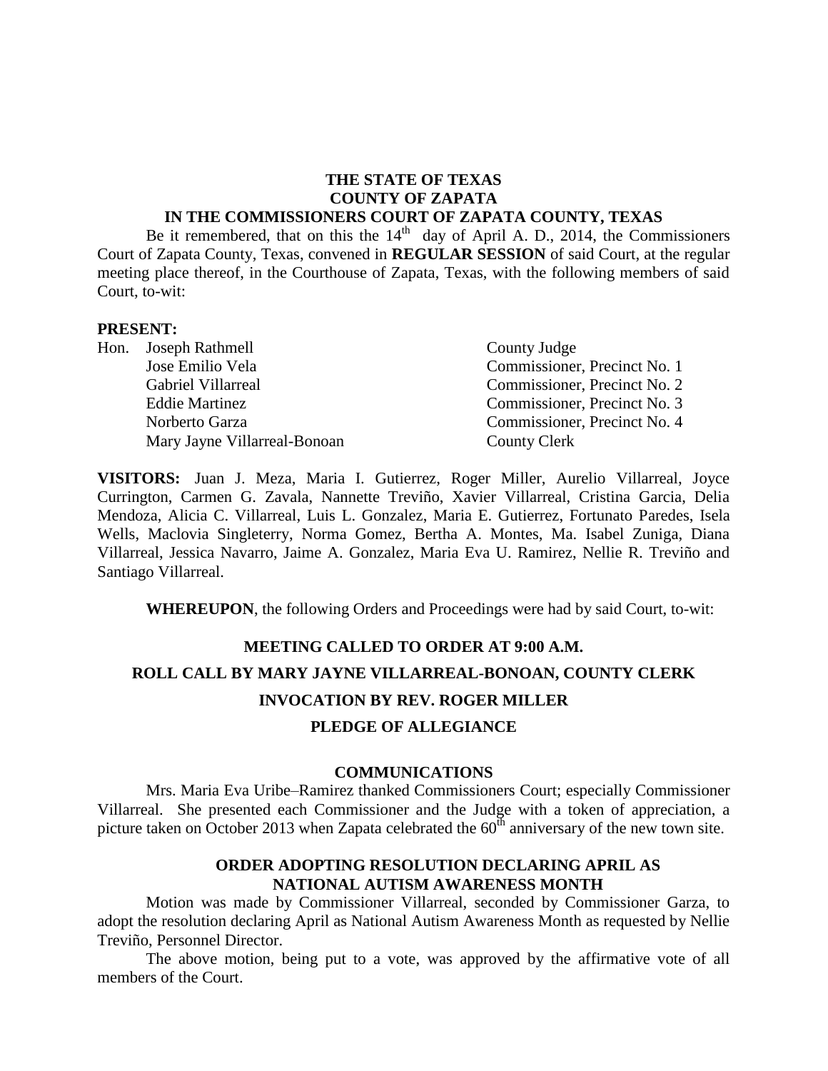**THE STATE OF TEXAS**
**COUNTY OF ZAPATA**
**IN THE COMMISSIONERS COURT OF ZAPATA COUNTY, TEXAS**

Be it remembered, that on this the 14th day of April A. D., 2014, the Commissioners Court of Zapata County, Texas, convened in **REGULAR SESSION** of said Court, at the regular meeting place thereof, in the Courthouse of Zapata, Texas, with the following members of said Court, to-wit:

**PRESENT:**

| | | |
|---|---|---|
| Hon. | Joseph Rathmell | County Judge |
| | Jose Emilio Vela | Commissioner, Precinct No. 1 |
| | Gabriel Villarreal | Commissioner, Precinct No. 2 |
| | Eddie Martinez | Commissioner, Precinct No. 3 |
| | Norberto Garza | Commissioner, Precinct No. 4 |
| | Mary Jayne Villarreal-Bonoan | County Clerk |

**VISITORS:** Juan J. Meza, Maria I. Gutierrez, Roger Miller, Aurelio Villarreal, Joyce Currington, Carmen G. Zavala, Nannette Treviño, Xavier Villarreal, Cristina Garcia, Delia Mendoza, Alicia C. Villarreal, Luis L. Gonzalez, Maria E. Gutierrez, Fortunato Paredes, Isela Wells, Maclovia Singleterry, Norma Gomez, Bertha A. Montes, Ma. Isabel Zuniga, Diana Villarreal, Jessica Navarro, Jaime A. Gonzalez, Maria Eva U. Ramirez, Nellie R. Treviño and Santiago Villarreal.

**WHEREUPON**, the following Orders and Proceedings were had by said Court, to-wit:

**MEETING CALLED TO ORDER AT 9:00 A.M.**

**ROLL CALL BY MARY JAYNE VILLARREAL-BONOAN, COUNTY CLERK**

**INVOCATION BY REV. ROGER MILLER**

**PLEDGE OF ALLEGIANCE**

**COMMUNICATIONS**

Mrs. Maria Eva Uribe–Ramirez thanked Commissioners Court; especially Commissioner Villarreal. She presented each Commissioner and the Judge with a token of appreciation, a picture taken on October 2013 when Zapata celebrated the 60th anniversary of the new town site.

**ORDER ADOPTING RESOLUTION DECLARING APRIL AS NATIONAL AUTISM AWARENESS MONTH**

Motion was made by Commissioner Villarreal, seconded by Commissioner Garza, to adopt the resolution declaring April as National Autism Awareness Month as requested by Nellie Treviño, Personnel Director.

The above motion, being put to a vote, was approved by the affirmative vote of all members of the Court.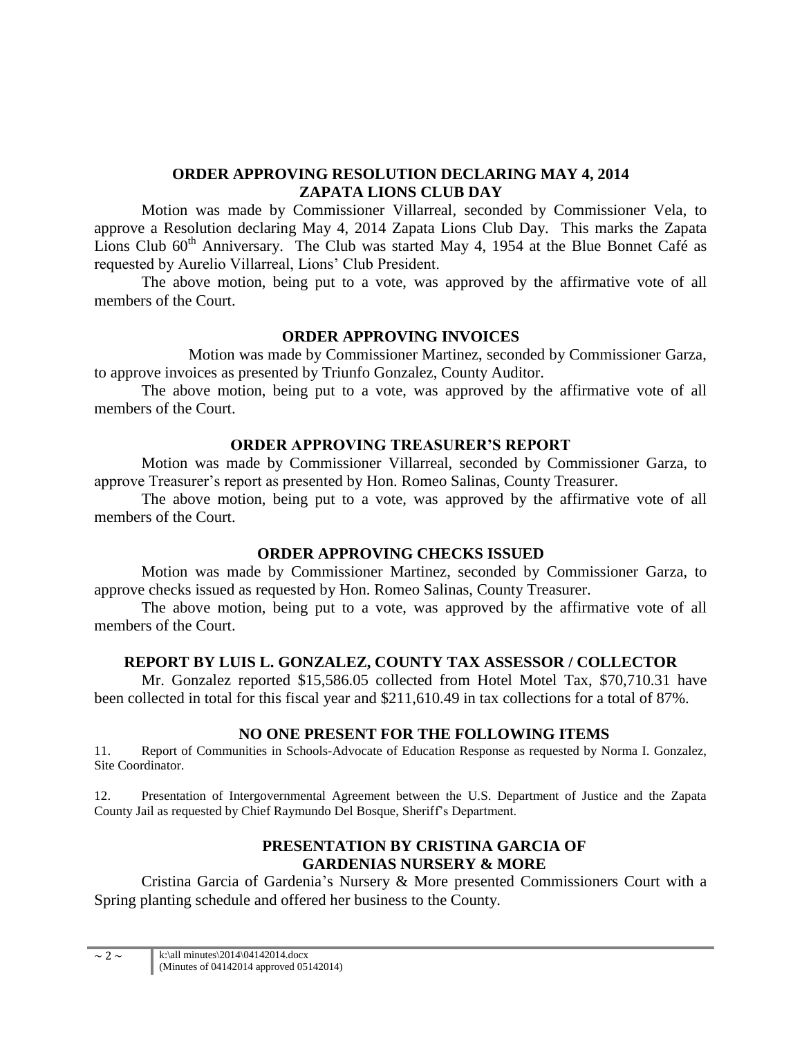## ORDER APPROVING RESOLUTION DECLARING MAY 4, 2014 ZAPATA LIONS CLUB DAY

Motion was made by Commissioner Villarreal, seconded by Commissioner Vela, to approve a Resolution declaring May 4, 2014 Zapata Lions Club Day. This marks the Zapata Lions Club 60th Anniversary. The Club was started May 4, 1954 at the Blue Bonnet Café as requested by Aurelio Villarreal, Lions' Club President.

The above motion, being put to a vote, was approved by the affirmative vote of all members of the Court.

## ORDER APPROVING INVOICES

Motion was made by Commissioner Martinez, seconded by Commissioner Garza, to approve invoices as presented by Triunfo Gonzalez, County Auditor.

The above motion, being put to a vote, was approved by the affirmative vote of all members of the Court.

## ORDER APPROVING TREASURER'S REPORT

Motion was made by Commissioner Villarreal, seconded by Commissioner Garza, to approve Treasurer's report as presented by Hon. Romeo Salinas, County Treasurer.

The above motion, being put to a vote, was approved by the affirmative vote of all members of the Court.

## ORDER APPROVING CHECKS ISSUED

Motion was made by Commissioner Martinez, seconded by Commissioner Garza, to approve checks issued as requested by Hon. Romeo Salinas, County Treasurer.

The above motion, being put to a vote, was approved by the affirmative vote of all members of the Court.

## REPORT BY LUIS L. GONZALEZ, COUNTY TAX ASSESSOR / COLLECTOR

Mr. Gonzalez reported $15,586.05 collected from Hotel Motel Tax, $70,710.31 have been collected in total for this fiscal year and $211,610.49 in tax collections for a total of 87%.

## NO ONE PRESENT FOR THE FOLLOWING ITEMS

11. Report of Communities in Schools-Advocate of Education Response as requested by Norma I. Gonzalez, Site Coordinator.

12. Presentation of Intergovernmental Agreement between the U.S. Department of Justice and the Zapata County Jail as requested by Chief Raymundo Del Bosque, Sheriff's Department.

## PRESENTATION BY CRISTINA GARCIA OF GARDENIAS NURSERY & MORE

Cristina Garcia of Gardenia's Nursery & More presented Commissioners Court with a Spring planting schedule and offered her business to the County.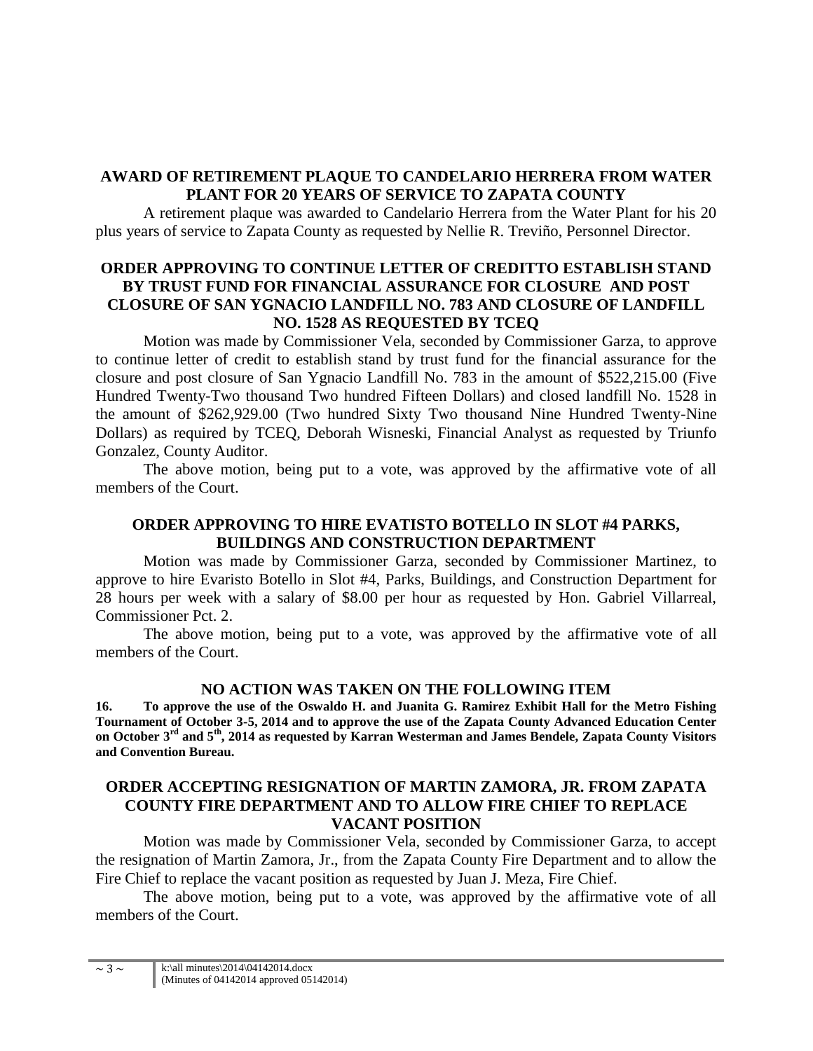## AWARD OF RETIREMENT PLAQUE TO CANDELARIO HERRERA FROM WATER PLANT FOR 20 YEARS OF SERVICE TO ZAPATA COUNTY

A retirement plaque was awarded to Candelario Herrera from the Water Plant for his 20 plus years of service to Zapata County as requested by Nellie R. Treviño, Personnel Director.

## ORDER APPROVING TO CONTINUE LETTER OF CREDITTO ESTABLISH STAND BY TRUST FUND FOR FINANCIAL ASSURANCE FOR CLOSURE AND POST CLOSURE OF SAN YGNACIO LANDFILL NO. 783 AND CLOSURE OF LANDFILL NO. 1528 AS REQUESTED BY TCEQ

Motion was made by Commissioner Vela, seconded by Commissioner Garza, to approve to continue letter of credit to establish stand by trust fund for the financial assurance for the closure and post closure of San Ygnacio Landfill No. 783 in the amount of $522,215.00 (Five Hundred Twenty-Two thousand Two hundred Fifteen Dollars) and closed landfill No. 1528 in the amount of $262,929.00 (Two hundred Sixty Two thousand Nine Hundred Twenty-Nine Dollars) as required by TCEQ, Deborah Wisneski, Financial Analyst as requested by Triunfo Gonzalez, County Auditor.

The above motion, being put to a vote, was approved by the affirmative vote of all members of the Court.

## ORDER APPROVING TO HIRE EVATISTO BOTELLO IN SLOT #4 PARKS, BUILDINGS AND CONSTRUCTION DEPARTMENT

Motion was made by Commissioner Garza, seconded by Commissioner Martinez, to approve to hire Evaristo Botello in Slot #4, Parks, Buildings, and Construction Department for 28 hours per week with a salary of $8.00 per hour as requested by Hon. Gabriel Villarreal, Commissioner Pct. 2.

The above motion, being put to a vote, was approved by the affirmative vote of all members of the Court.

## NO ACTION WAS TAKEN ON THE FOLLOWING ITEM

**16. To approve the use of the Oswaldo H. and Juanita G. Ramirez Exhibit Hall for the Metro Fishing Tournament of October 3-5, 2014 and to approve the use of the Zapata County Advanced Education Center on October 3rd and 5th, 2014 as requested by Karran Westerman and James Bendele, Zapata County Visitors and Convention Bureau.**

## ORDER ACCEPTING RESIGNATION OF MARTIN ZAMORA, JR. FROM ZAPATA COUNTY FIRE DEPARTMENT AND TO ALLOW FIRE CHIEF TO REPLACE VACANT POSITION

Motion was made by Commissioner Vela, seconded by Commissioner Garza, to accept the resignation of Martin Zamora, Jr., from the Zapata County Fire Department and to allow the Fire Chief to replace the vacant position as requested by Juan J. Meza, Fire Chief.

The above motion, being put to a vote, was approved by the affirmative vote of all members of the Court.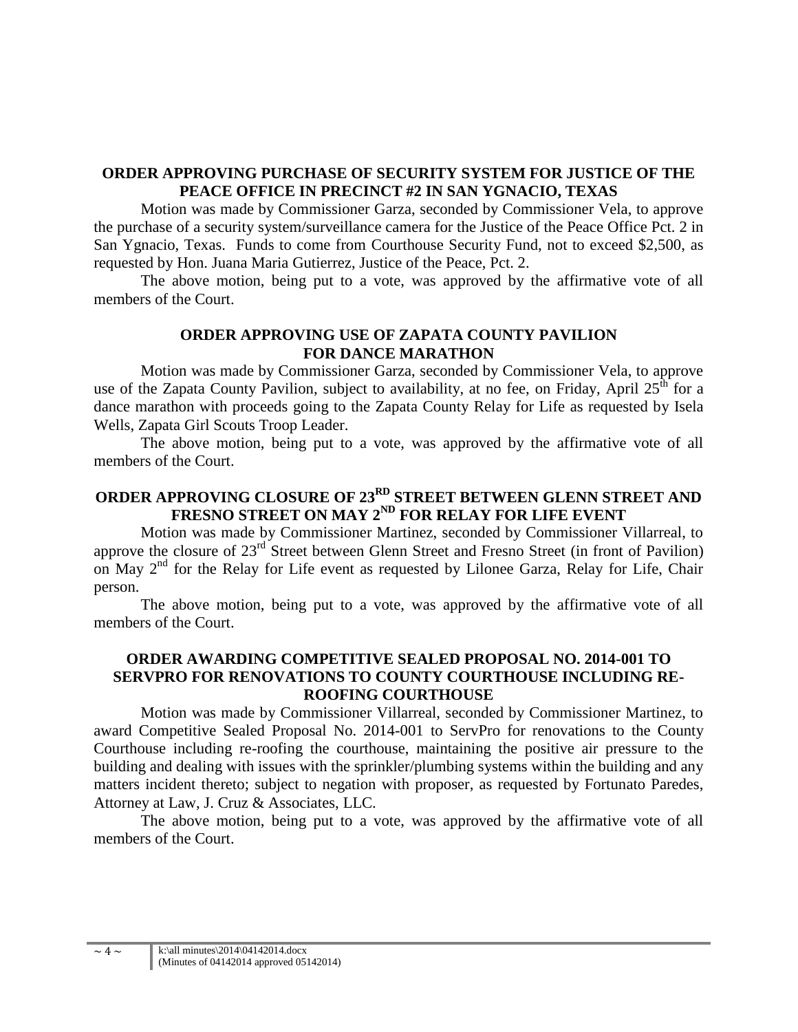**ORDER APPROVING PURCHASE OF SECURITY SYSTEM FOR JUSTICE OF THE PEACE OFFICE IN PRECINCT #2 IN SAN YGNACIO, TEXAS**

Motion was made by Commissioner Garza, seconded by Commissioner Vela, to approve the purchase of a security system/surveillance camera for the Justice of the Peace Office Pct. 2 in San Ygnacio, Texas. Funds to come from Courthouse Security Fund, not to exceed $2,500, as requested by Hon. Juana Maria Gutierrez, Justice of the Peace, Pct. 2.

The above motion, being put to a vote, was approved by the affirmative vote of all members of the Court.

**ORDER APPROVING USE OF ZAPATA COUNTY PAVILION FOR DANCE MARATHON**

Motion was made by Commissioner Garza, seconded by Commissioner Vela, to approve use of the Zapata County Pavilion, subject to availability, at no fee, on Friday, April 25th for a dance marathon with proceeds going to the Zapata County Relay for Life as requested by Isela Wells, Zapata Girl Scouts Troop Leader.

The above motion, being put to a vote, was approved by the affirmative vote of all members of the Court.

**ORDER APPROVING CLOSURE OF 23RD STREET BETWEEN GLENN STREET AND FRESNO STREET ON MAY 2ND FOR RELAY FOR LIFE EVENT**

Motion was made by Commissioner Martinez, seconded by Commissioner Villarreal, to approve the closure of 23rd Street between Glenn Street and Fresno Street (in front of Pavilion) on May 2nd for the Relay for Life event as requested by Lilonee Garza, Relay for Life, Chair person.

The above motion, being put to a vote, was approved by the affirmative vote of all members of the Court.

**ORDER AWARDING COMPETITIVE SEALED PROPOSAL NO. 2014-001 TO SERVPRO FOR RENOVATIONS TO COUNTY COURTHOUSE INCLUDING RE-ROOFING COURTHOUSE**

Motion was made by Commissioner Villarreal, seconded by Commissioner Martinez, to award Competitive Sealed Proposal No. 2014-001 to ServPro for renovations to the County Courthouse including re-roofing the courthouse, maintaining the positive air pressure to the building and dealing with issues with the sprinkler/plumbing systems within the building and any matters incident thereto; subject to negation with proposer, as requested by Fortunato Paredes, Attorney at Law, J. Cruz & Associates, LLC.

The above motion, being put to a vote, was approved by the affirmative vote of all members of the Court.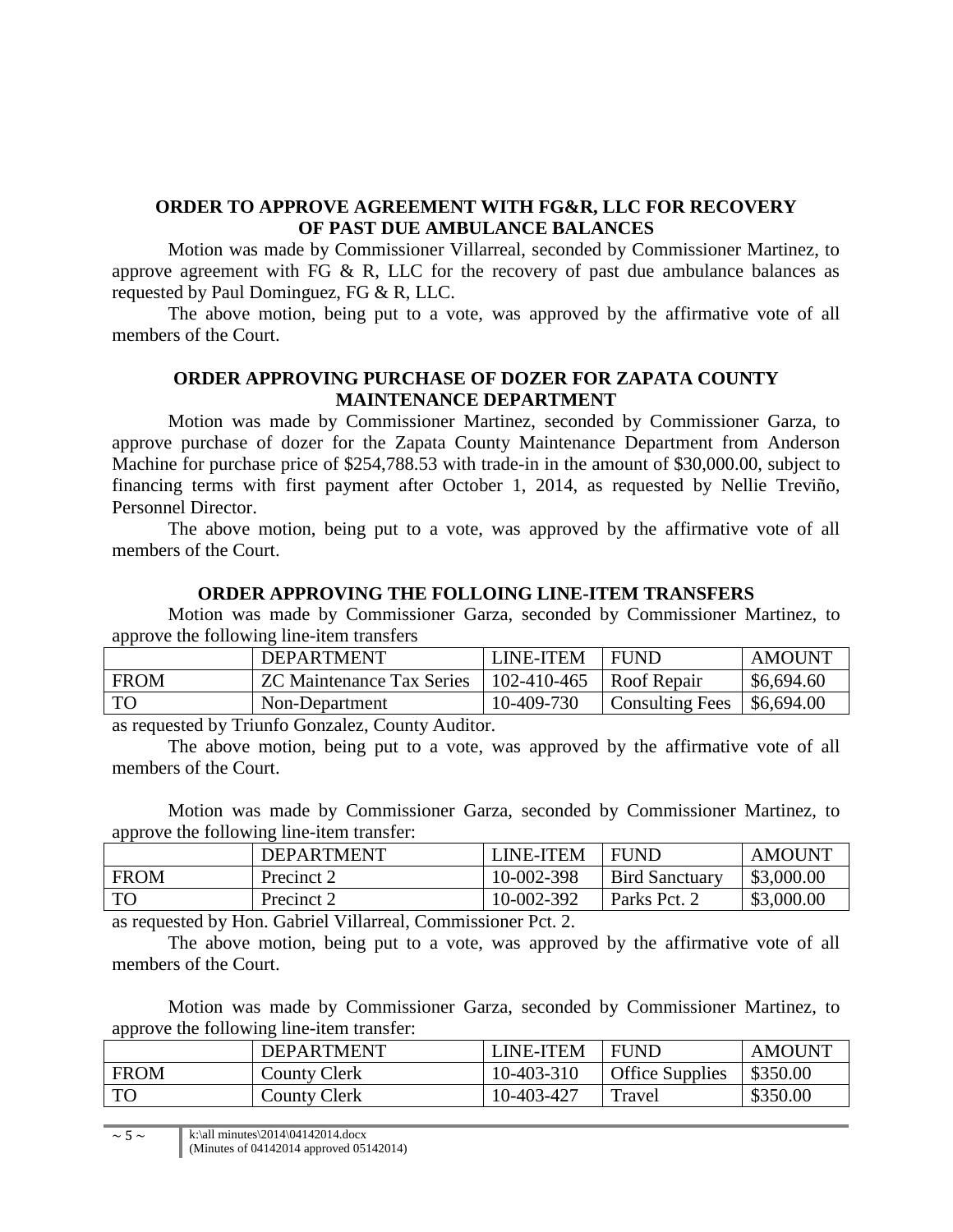**ORDER TO APPROVE AGREEMENT WITH FG&R, LLC FOR RECOVERY OF PAST DUE AMBULANCE BALANCES**

Motion was made by Commissioner Villarreal, seconded by Commissioner Martinez, to approve agreement with FG & R, LLC for the recovery of past due ambulance balances as requested by Paul Dominguez, FG & R, LLC.

The above motion, being put to a vote, was approved by the affirmative vote of all members of the Court.

**ORDER APPROVING PURCHASE OF DOZER FOR ZAPATA COUNTY MAINTENANCE DEPARTMENT**

Motion was made by Commissioner Martinez, seconded by Commissioner Garza, to approve purchase of dozer for the Zapata County Maintenance Department from Anderson Machine for purchase price of $254,788.53 with trade-in in the amount of $30,000.00, subject to financing terms with first payment after October 1, 2014, as requested by Nellie Treviño, Personnel Director.

The above motion, being put to a vote, was approved by the affirmative vote of all members of the Court.

**ORDER APPROVING THE FOLLOING LINE-ITEM TRANSFERS**

Motion was made by Commissioner Garza, seconded by Commissioner Martinez, to approve the following line-item transfers

| | DEPARTMENT | LINE-ITEM | FUND | AMOUNT |
|---|---|---|---|---|
| FROM | ZC Maintenance Tax Series | 102-410-465 | Roof Repair | $6,694.60 |
| TO | Non-Department | 10-409-730 | Consulting Fees | $6,694.00 |

as requested by Triunfo Gonzalez, County Auditor.

The above motion, being put to a vote, was approved by the affirmative vote of all members of the Court.

Motion was made by Commissioner Garza, seconded by Commissioner Martinez, to approve the following line-item transfer:

| | DEPARTMENT | LINE-ITEM | FUND | AMOUNT |
|---|---|---|---|---|
| FROM | Precinct 2 | 10-002-398 | Bird Sanctuary | $3,000.00 |
| TO | Precinct 2 | 10-002-392 | Parks Pct. 2 | $3,000.00 |

as requested by Hon. Gabriel Villarreal, Commissioner Pct. 2.

The above motion, being put to a vote, was approved by the affirmative vote of all members of the Court.

Motion was made by Commissioner Garza, seconded by Commissioner Martinez, to approve the following line-item transfer:

| | DEPARTMENT | LINE-ITEM | FUND | AMOUNT |
|---|---|---|---|---|
| FROM | County Clerk | 10-403-310 | Office Supplies | $350.00 |
| TO | County Clerk | 10-403-427 | Travel | $350.00 |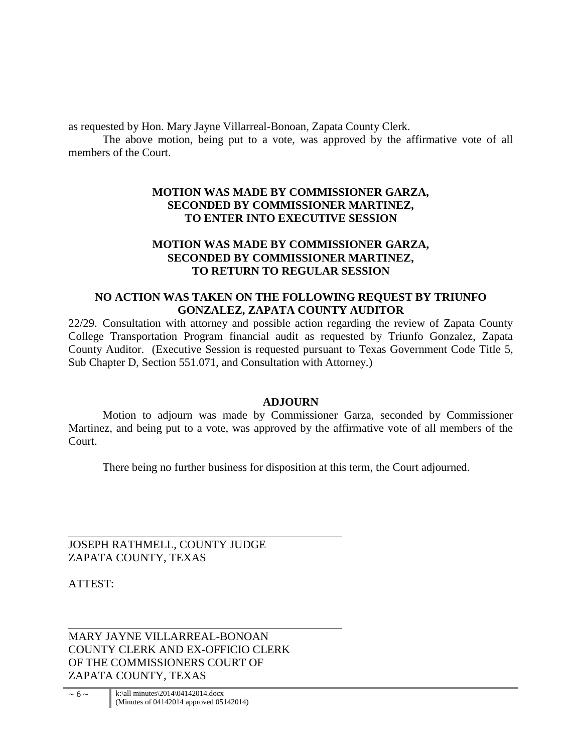as requested by Hon. Mary Jayne Villarreal-Bonoan, Zapata County Clerk.

The above motion, being put to a vote, was approved by the affirmative vote of all members of the Court.

**MOTION WAS MADE BY COMMISSIONER GARZA, SECONDED BY COMMISSIONER MARTINEZ, TO ENTER INTO EXECUTIVE SESSION**

**MOTION WAS MADE BY COMMISSIONER GARZA, SECONDED BY COMMISSIONER MARTINEZ, TO RETURN TO REGULAR SESSION**

**NO ACTION WAS TAKEN ON THE FOLLOWING REQUEST BY TRIUNFO GONZALEZ, ZAPATA COUNTY AUDITOR**

22/29. Consultation with attorney and possible action regarding the review of Zapata County College Transportation Program financial audit as requested by Triunfo Gonzalez, Zapata County Auditor. (Executive Session is requested pursuant to Texas Government Code Title 5, Sub Chapter D, Section 551.071, and Consultation with Attorney.)

**ADJOURN**

Motion to adjourn was made by Commissioner Garza, seconded by Commissioner Martinez, and being put to a vote, was approved by the affirmative vote of all members of the Court.

There being no further business for disposition at this term, the Court adjourned.

\_\_\_\_\_\_\_\_\_\_\_\_\_\_\_\_\_\_\_\_\_\_\_\_\_\_\_\_\_\_\_\_\_\_\_\_\_\_\_\_\_\_

JOSEPH RATHMELL, COUNTY JUDGE
ZAPATA COUNTY, TEXAS

ATTEST:

\_\_\_\_\_\_\_\_\_\_\_\_\_\_\_\_\_\_\_\_\_\_\_\_\_\_\_\_\_\_\_\_\_\_\_\_\_\_\_\_\_\_

MARY JAYNE VILLARREAL-BONOAN
COUNTY CLERK AND EX-OFFICIO CLERK
OF THE COMMISSIONERS COURT OF
ZAPATA COUNTY, TEXAS